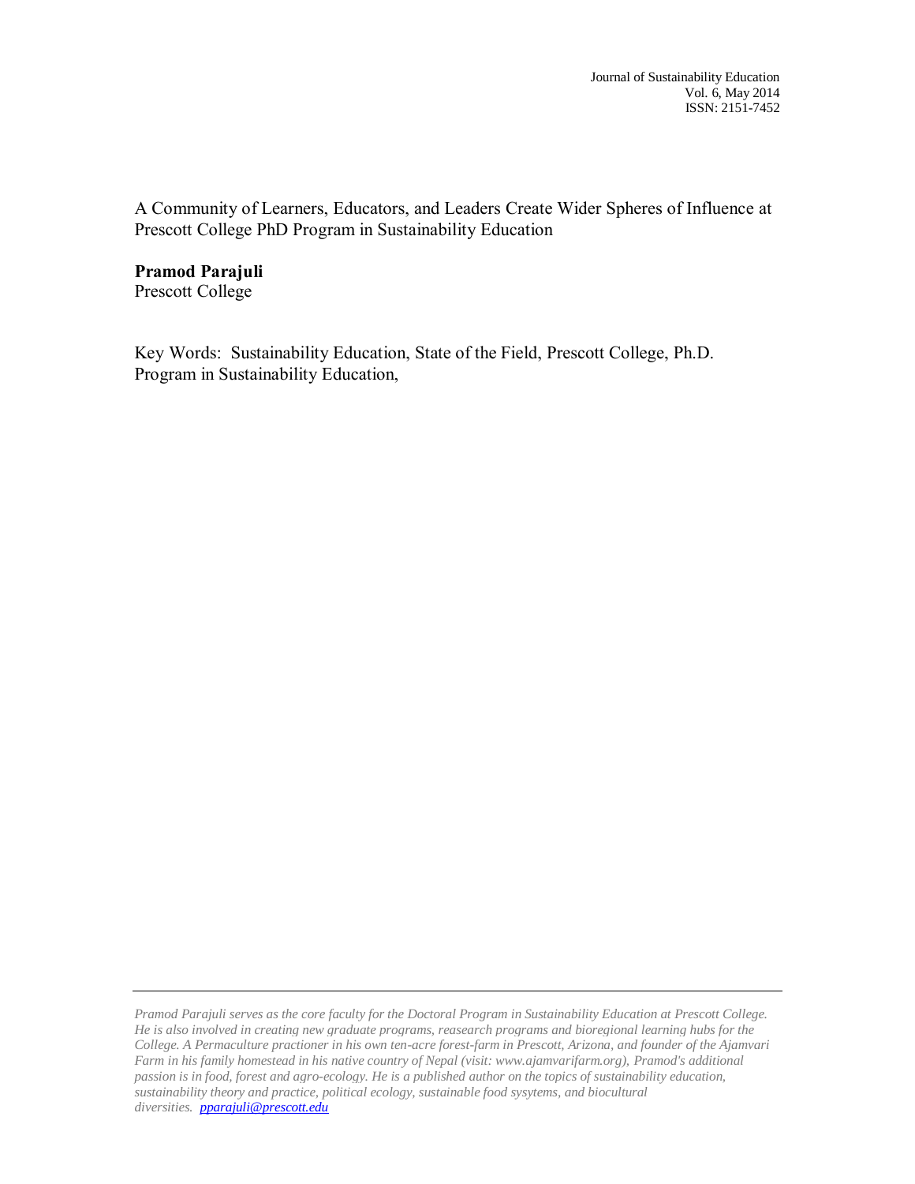# A Community of Learners, Educators, and Leaders Create Wider Spheres of Influence at Prescott College PhD Program in Sustainability Education

**Pramod Parajuli**
Prescott College

Key Words: Sustainability Education, State of the Field, Prescott College, Ph.D. Program in Sustainability Education,

---

*Pramod Parajuli serves as the core faculty for the Doctoral Program in Sustainability Education at Prescott College. He is also involved in creating new graduate programs, reasearch programs and bioregional learning hubs for the College. A Permaculture practioner in his own ten-acre forest-farm in Prescott, Arizona, and founder of the Ajamvari Farm in his family homestead in his native country of Nepal (visit: www.ajamvarifarm.org), Pramod's additional passion is in food, forest and agro-ecology. He is a published author on the topics of sustainability education, sustainability theory and practice, political ecology, sustainable food sysytems, and biocultural diversities. pparajuli@prescott.edu*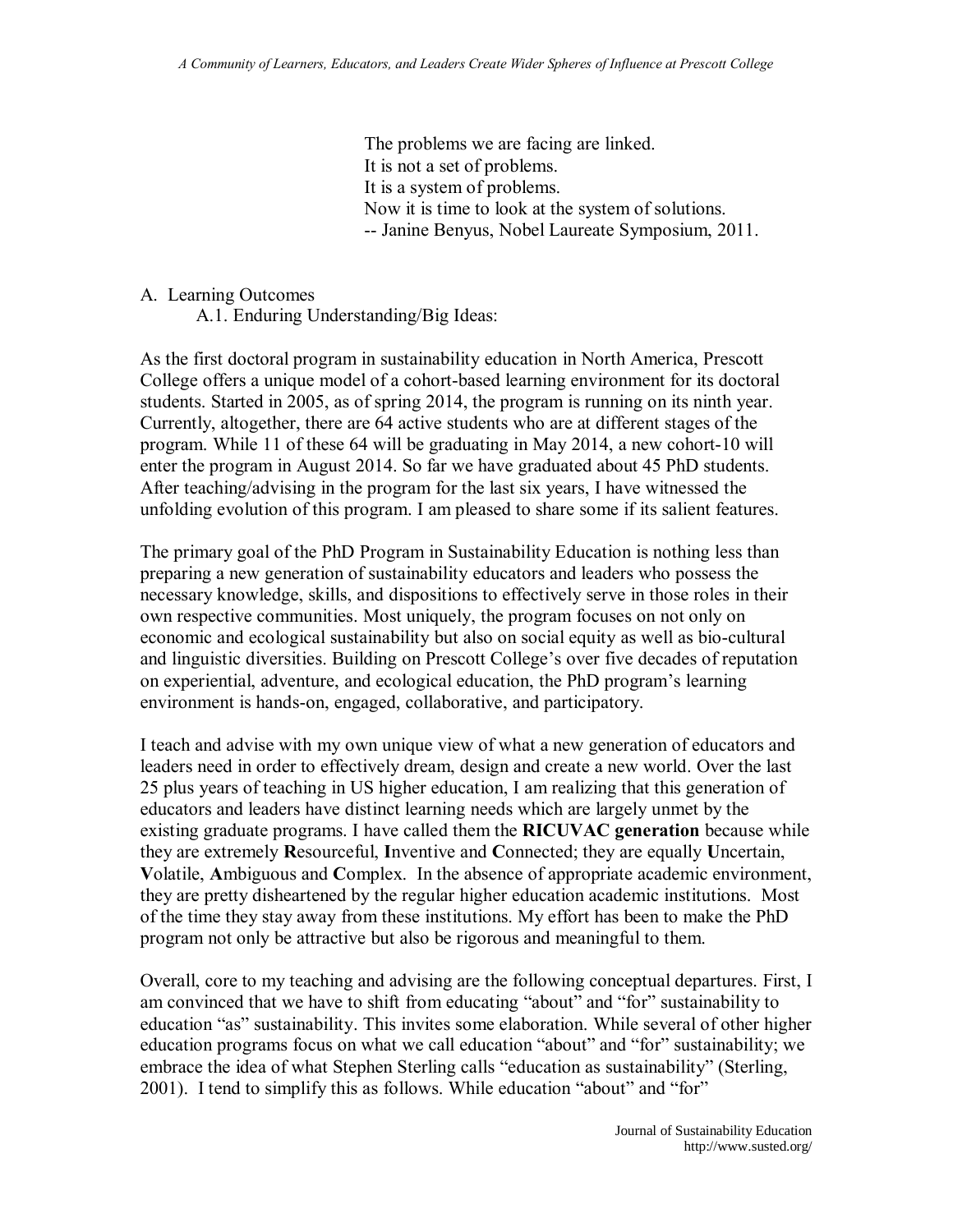The problems we are facing are linked.
It is not a set of problems.
It is a system of problems.
Now it is time to look at the system of solutions.
-- Janine Benyus, Nobel Laureate Symposium, 2011.

A. Learning Outcomes

A.1. Enduring Understanding/Big Ideas:

As the first doctoral program in sustainability education in North America, Prescott College offers a unique model of a cohort-based learning environment for its doctoral students. Started in 2005, as of spring 2014, the program is running on its ninth year. Currently, altogether, there are 64 active students who are at different stages of the program. While 11 of these 64 will be graduating in May 2014, a new cohort-10 will enter the program in August 2014. So far we have graduated about 45 PhD students. After teaching/advising in the program for the last six years, I have witnessed the unfolding evolution of this program. I am pleased to share some if its salient features.

The primary goal of the PhD Program in Sustainability Education is nothing less than preparing a new generation of sustainability educators and leaders who possess the necessary knowledge, skills, and dispositions to effectively serve in those roles in their own respective communities. Most uniquely, the program focuses on not only on economic and ecological sustainability but also on social equity as well as bio-cultural and linguistic diversities. Building on Prescott College's over five decades of reputation on experiential, adventure, and ecological education, the PhD program's learning environment is hands-on, engaged, collaborative, and participatory.

I teach and advise with my own unique view of what a new generation of educators and leaders need in order to effectively dream, design and create a new world. Over the last 25 plus years of teaching in US higher education, I am realizing that this generation of educators and leaders have distinct learning needs which are largely unmet by the existing graduate programs. I have called them the **RICUVAC generation** because while they are extremely **R**esourceful, **I**nventive and **C**onnected; they are equally **U**ncertain, **V**olatile, **A**mbiguous and **C**omplex. In the absence of appropriate academic environment, they are pretty disheartened by the regular higher education academic institutions. Most of the time they stay away from these institutions. My effort has been to make the PhD program not only be attractive but also be rigorous and meaningful to them.

Overall, core to my teaching and advising are the following conceptual departures. First, I am convinced that we have to shift from educating "about" and "for" sustainability to education "as" sustainability. This invites some elaboration. While several of other higher education programs focus on what we call education "about" and "for" sustainability; we embrace the idea of what Stephen Sterling calls "education as sustainability" (Sterling, 2001). I tend to simplify this as follows. While education "about" and "for"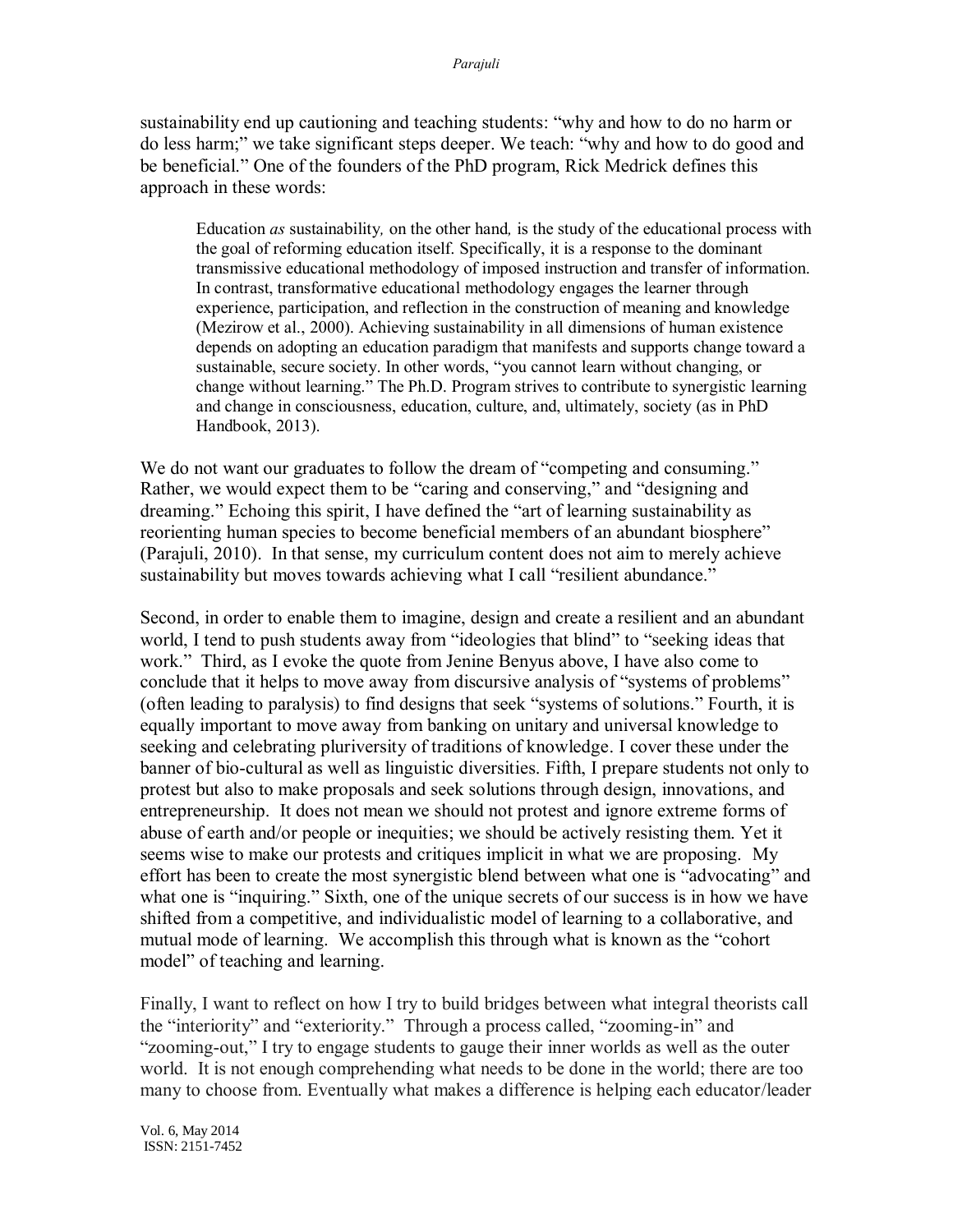sustainability end up cautioning and teaching students: "why and how to do no harm or do less harm;" we take significant steps deeper. We teach: "why and how to do good and be beneficial." One of the founders of the PhD program, Rick Medrick defines this approach in these words:

> Education *as* sustainability*,* on the other hand*,* is the study of the educational process with the goal of reforming education itself. Specifically, it is a response to the dominant transmissive educational methodology of imposed instruction and transfer of information. In contrast, transformative educational methodology engages the learner through experience, participation, and reflection in the construction of meaning and knowledge (Mezirow et al., 2000). Achieving sustainability in all dimensions of human existence depends on adopting an education paradigm that manifests and supports change toward a sustainable, secure society. In other words, "you cannot learn without changing, or change without learning." The Ph.D. Program strives to contribute to synergistic learning and change in consciousness, education, culture, and, ultimately, society (as in PhD Handbook, 2013).

We do not want our graduates to follow the dream of "competing and consuming." Rather, we would expect them to be "caring and conserving," and "designing and dreaming." Echoing this spirit, I have defined the "art of learning sustainability as reorienting human species to become beneficial members of an abundant biosphere" (Parajuli, 2010). In that sense, my curriculum content does not aim to merely achieve sustainability but moves towards achieving what I call "resilient abundance."

Second, in order to enable them to imagine, design and create a resilient and an abundant world, I tend to push students away from "ideologies that blind" to "seeking ideas that work." Third, as I evoke the quote from Jenine Benyus above, I have also come to conclude that it helps to move away from discursive analysis of "systems of problems" (often leading to paralysis) to find designs that seek "systems of solutions." Fourth, it is equally important to move away from banking on unitary and universal knowledge to seeking and celebrating pluriversity of traditions of knowledge. I cover these under the banner of bio-cultural as well as linguistic diversities. Fifth, I prepare students not only to protest but also to make proposals and seek solutions through design, innovations, and entrepreneurship. It does not mean we should not protest and ignore extreme forms of abuse of earth and/or people or inequities; we should be actively resisting them. Yet it seems wise to make our protests and critiques implicit in what we are proposing. My effort has been to create the most synergistic blend between what one is "advocating" and what one is "inquiring." Sixth, one of the unique secrets of our success is in how we have shifted from a competitive, and individualistic model of learning to a collaborative, and mutual mode of learning. We accomplish this through what is known as the "cohort model" of teaching and learning.

Finally, I want to reflect on how I try to build bridges between what integral theorists call the "interiority" and "exteriority." Through a process called, "zooming-in" and "zooming-out," I try to engage students to gauge their inner worlds as well as the outer world. It is not enough comprehending what needs to be done in the world; there are too many to choose from. Eventually what makes a difference is helping each educator/leader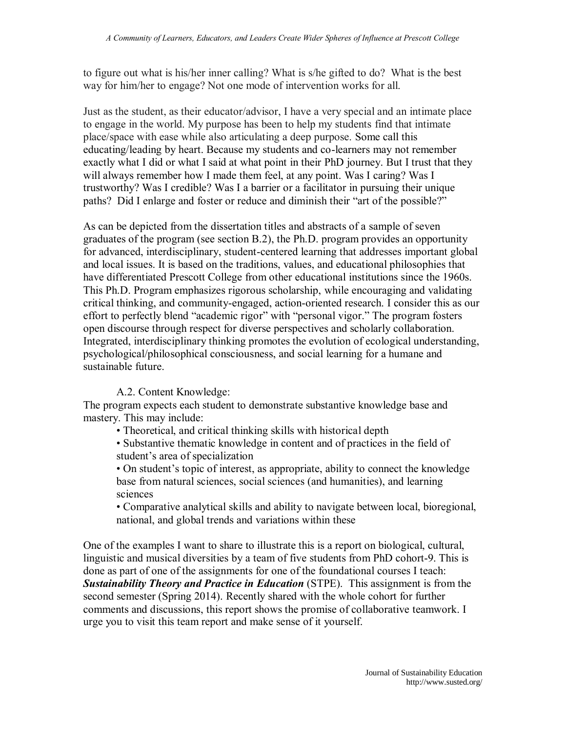to figure out what is his/her inner calling? What is s/he gifted to do? What is the best way for him/her to engage? Not one mode of intervention works for all.

Just as the student, as their educator/advisor, I have a very special and an intimate place to engage in the world. My purpose has been to help my students find that intimate place/space with ease while also articulating a deep purpose. Some call this educating/leading by heart. Because my students and co-learners may not remember exactly what I did or what I said at what point in their PhD journey. But I trust that they will always remember how I made them feel, at any point. Was I caring? Was I trustworthy? Was I credible? Was I a barrier or a facilitator in pursuing their unique paths? Did I enlarge and foster or reduce and diminish their "art of the possible?"

As can be depicted from the dissertation titles and abstracts of a sample of seven graduates of the program (see section B.2), the Ph.D. program provides an opportunity for advanced, interdisciplinary, student-centered learning that addresses important global and local issues. It is based on the traditions, values, and educational philosophies that have differentiated Prescott College from other educational institutions since the 1960s. This Ph.D. Program emphasizes rigorous scholarship, while encouraging and validating critical thinking, and community-engaged, action-oriented research. I consider this as our effort to perfectly blend "academic rigor" with "personal vigor." The program fosters open discourse through respect for diverse perspectives and scholarly collaboration. Integrated, interdisciplinary thinking promotes the evolution of ecological understanding, psychological/philosophical consciousness, and social learning for a humane and sustainable future.

### A.2. Content Knowledge:

The program expects each student to demonstrate substantive knowledge base and mastery. This may include:

- Theoretical, and critical thinking skills with historical depth
- Substantive thematic knowledge in content and of practices in the field of student's area of specialization
- On student's topic of interest, as appropriate, ability to connect the knowledge base from natural sciences, social sciences (and humanities), and learning sciences
- Comparative analytical skills and ability to navigate between local, bioregional, national, and global trends and variations within these

One of the examples I want to share to illustrate this is a report on biological, cultural, linguistic and musical diversities by a team of five students from PhD cohort-9. This is done as part of one of the assignments for one of the foundational courses I teach: ***Sustainability Theory and Practice in Education*** (STPE). This assignment is from the second semester (Spring 2014). Recently shared with the whole cohort for further comments and discussions, this report shows the promise of collaborative teamwork. I urge you to visit this team report and make sense of it yourself.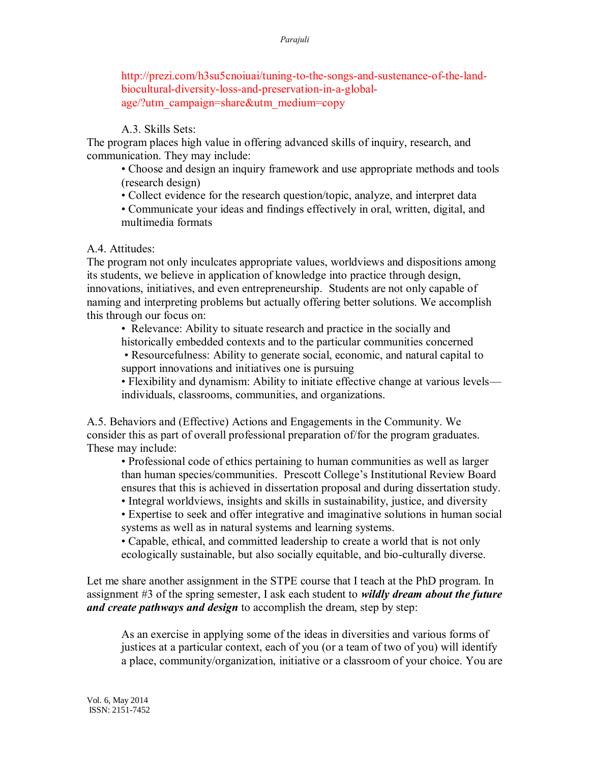http://prezi.com/h3su5cnoiuai/tuning-to-the-songs-and-sustenance-of-the-land-biocultural-diversity-loss-and-preservation-in-a-global-age/?utm_campaign=share&utm_medium=copy

A.3. Skills Sets:

The program places high value in offering advanced skills of inquiry, research, and communication. They may include:

- Choose and design an inquiry framework and use appropriate methods and tools (research design)
- Collect evidence for the research question/topic, analyze, and interpret data
- Communicate your ideas and findings effectively in oral, written, digital, and multimedia formats

A.4. Attitudes:

The program not only inculcates appropriate values, worldviews and dispositions among its students, we believe in application of knowledge into practice through design, innovations, initiatives, and even entrepreneurship. Students are not only capable of naming and interpreting problems but actually offering better solutions. We accomplish this through our focus on:

- Relevance: Ability to situate research and practice in the socially and historically embedded contexts and to the particular communities concerned
- Resourcefulness: Ability to generate social, economic, and natural capital to support innovations and initiatives one is pursuing
- Flexibility and dynamism: Ability to initiate effective change at various levels—individuals, classrooms, communities, and organizations.

A.5. Behaviors and (Effective) Actions and Engagements in the Community. We consider this as part of overall professional preparation of/for the program graduates. These may include:

- Professional code of ethics pertaining to human communities as well as larger than human species/communities. Prescott College's Institutional Review Board ensures that this is achieved in dissertation proposal and during dissertation study.
- Integral worldviews, insights and skills in sustainability, justice, and diversity
- Expertise to seek and offer integrative and imaginative solutions in human social systems as well as in natural systems and learning systems.
- Capable, ethical, and committed leadership to create a world that is not only ecologically sustainable, but also socially equitable, and bio-culturally diverse.

Let me share another assignment in the STPE course that I teach at the PhD program. In assignment #3 of the spring semester, I ask each student to ***wildly dream about the future and create pathways and design*** to accomplish the dream, step by step:

> As an exercise in applying some of the ideas in diversities and various forms of justices at a particular context, each of you (or a team of two of you) will identify a place, community/organization, initiative or a classroom of your choice. You are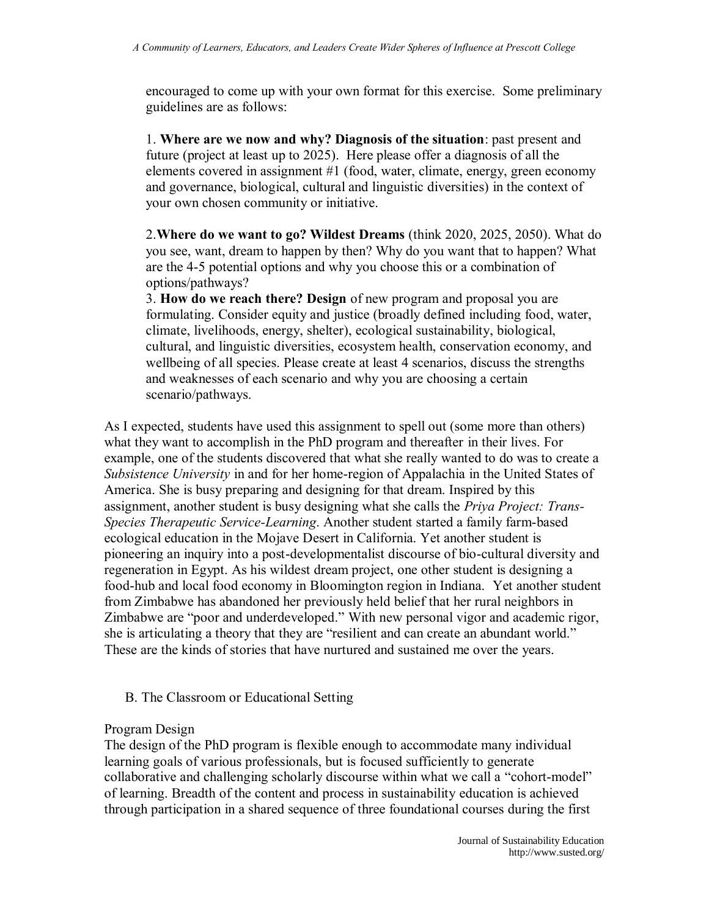encouraged to come up with your own format for this exercise. Some preliminary guidelines are as follows:

1. **Where are we now and why? Diagnosis of the situation**: past present and future (project at least up to 2025). Here please offer a diagnosis of all the elements covered in assignment #1 (food, water, climate, energy, green economy and governance, biological, cultural and linguistic diversities) in the context of your own chosen community or initiative.

2. **Where do we want to go? Wildest Dreams** (think 2020, 2025, 2050). What do you see, want, dream to happen by then? Why do you want that to happen? What are the 4-5 potential options and why you choose this or a combination of options/pathways?

3. **How do we reach there? Design** of new program and proposal you are formulating. Consider equity and justice (broadly defined including food, water, climate, livelihoods, energy, shelter), ecological sustainability, biological, cultural, and linguistic diversities, ecosystem health, conservation economy, and wellbeing of all species. Please create at least 4 scenarios, discuss the strengths and weaknesses of each scenario and why you are choosing a certain scenario/pathways.

As I expected, students have used this assignment to spell out (some more than others) what they want to accomplish in the PhD program and thereafter in their lives. For example, one of the students discovered that what she really wanted to do was to create a *Subsistence University* in and for her home-region of Appalachia in the United States of America. She is busy preparing and designing for that dream. Inspired by this assignment, another student is busy designing what she calls the *Priya Project: Trans-Species Therapeutic Service-Learning*. Another student started a family farm-based ecological education in the Mojave Desert in California. Yet another student is pioneering an inquiry into a post-developmentalist discourse of bio-cultural diversity and regeneration in Egypt. As his wildest dream project, one other student is designing a food-hub and local food economy in Bloomington region in Indiana. Yet another student from Zimbabwe has abandoned her previously held belief that her rural neighbors in Zimbabwe are "poor and underdeveloped." With new personal vigor and academic rigor, she is articulating a theory that they are "resilient and can create an abundant world." These are the kinds of stories that have nurtured and sustained me over the years.

## B. The Classroom or Educational Setting

### Program Design

The design of the PhD program is flexible enough to accommodate many individual learning goals of various professionals, but is focused sufficiently to generate collaborative and challenging scholarly discourse within what we call a "cohort-model" of learning. Breadth of the content and process in sustainability education is achieved through participation in a shared sequence of three foundational courses during the first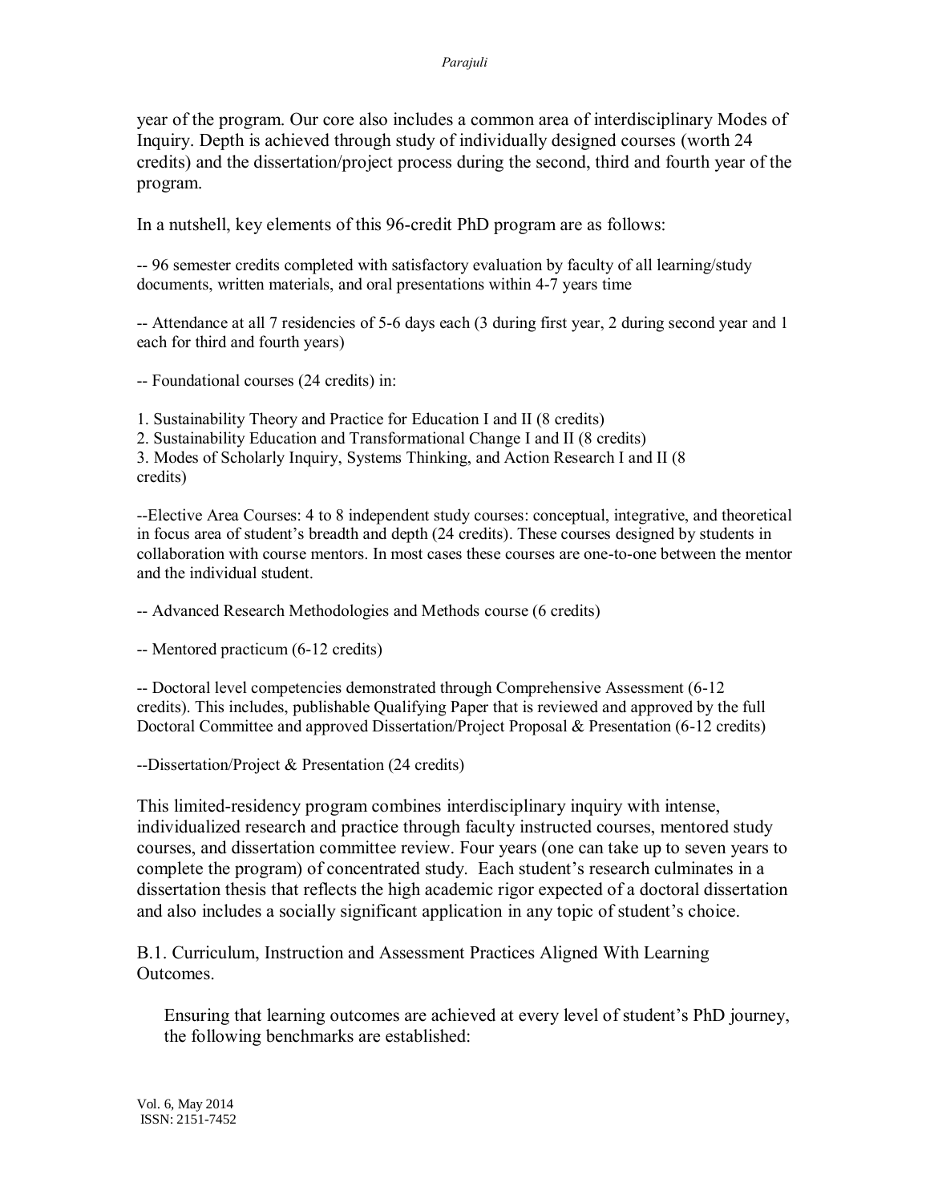year of the program. Our core also includes a common area of interdisciplinary Modes of Inquiry. Depth is achieved through study of individually designed courses (worth 24 credits) and the dissertation/project process during the second, third and fourth year of the program.

In a nutshell, key elements of this 96-credit PhD program are as follows:

-- 96 semester credits completed with satisfactory evaluation by faculty of all learning/study documents, written materials, and oral presentations within 4-7 years time

-- Attendance at all 7 residencies of 5-6 days each (3 during first year, 2 during second year and 1 each for third and fourth years)

-- Foundational courses (24 credits) in:

1. Sustainability Theory and Practice for Education I and II (8 credits)
2. Sustainability Education and Transformational Change I and II (8 credits)
3. Modes of Scholarly Inquiry, Systems Thinking, and Action Research I and II (8 credits)

--Elective Area Courses: 4 to 8 independent study courses: conceptual, integrative, and theoretical in focus area of student's breadth and depth (24 credits). These courses designed by students in collaboration with course mentors. In most cases these courses are one-to-one between the mentor and the individual student.

-- Advanced Research Methodologies and Methods course (6 credits)

-- Mentored practicum (6-12 credits)

-- Doctoral level competencies demonstrated through Comprehensive Assessment (6-12 credits). This includes, publishable Qualifying Paper that is reviewed and approved by the full Doctoral Committee and approved Dissertation/Project Proposal & Presentation (6-12 credits)

--Dissertation/Project & Presentation (24 credits)

This limited-residency program combines interdisciplinary inquiry with intense, individualized research and practice through faculty instructed courses, mentored study courses, and dissertation committee review. Four years (one can take up to seven years to complete the program) of concentrated study. Each student's research culminates in a dissertation thesis that reflects the high academic rigor expected of a doctoral dissertation and also includes a socially significant application in any topic of student's choice.

B.1. Curriculum, Instruction and Assessment Practices Aligned With Learning Outcomes.

Ensuring that learning outcomes are achieved at every level of student's PhD journey, the following benchmarks are established: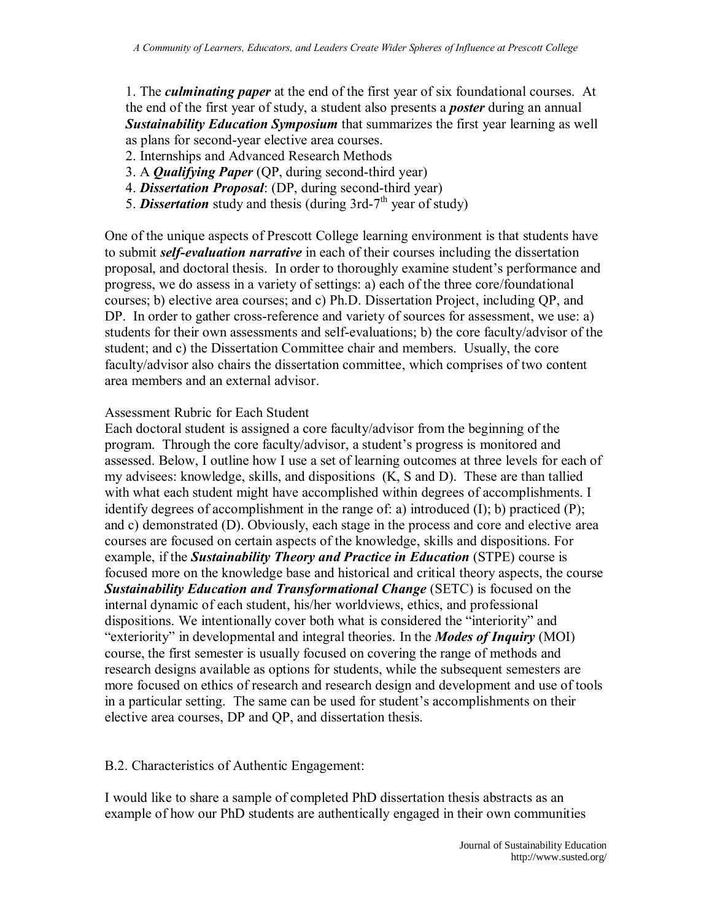1. The ***culminating paper*** at the end of the first year of six foundational courses. At the end of the first year of study, a student also presents a ***poster*** during an annual ***Sustainability Education Symposium*** that summarizes the first year learning as well as plans for second-year elective area courses.
2. Internships and Advanced Research Methods
3. A ***Qualifying Paper*** (QP, during second-third year)
4. ***Dissertation Proposal***: (DP, during second-third year)
5. ***Dissertation*** study and thesis (during 3rd-7th year of study)

One of the unique aspects of Prescott College learning environment is that students have to submit ***self-evaluation narrative*** in each of their courses including the dissertation proposal, and doctoral thesis. In order to thoroughly examine student's performance and progress, we do assess in a variety of settings: a) each of the three core/foundational courses; b) elective area courses; and c) Ph.D. Dissertation Project, including QP, and DP. In order to gather cross-reference and variety of sources for assessment, we use: a) students for their own assessments and self-evaluations; b) the core faculty/advisor of the student; and c) the Dissertation Committee chair and members. Usually, the core faculty/advisor also chairs the dissertation committee, which comprises of two content area members and an external advisor.

Assessment Rubric for Each Student

Each doctoral student is assigned a core faculty/advisor from the beginning of the program. Through the core faculty/advisor, a student's progress is monitored and assessed. Below, I outline how I use a set of learning outcomes at three levels for each of my advisees: knowledge, skills, and dispositions (K, S and D). These are than tallied with what each student might have accomplished within degrees of accomplishments. I identify degrees of accomplishment in the range of: a) introduced (I); b) practiced (P); and c) demonstrated (D). Obviously, each stage in the process and core and elective area courses are focused on certain aspects of the knowledge, skills and dispositions. For example, if the ***Sustainability Theory and Practice in Education*** (STPE) course is focused more on the knowledge base and historical and critical theory aspects, the course ***Sustainability Education and Transformational Change*** (SETC) is focused on the internal dynamic of each student, his/her worldviews, ethics, and professional dispositions. We intentionally cover both what is considered the "interiority" and "exteriority" in developmental and integral theories. In the ***Modes of Inquiry*** (MOI) course, the first semester is usually focused on covering the range of methods and research designs available as options for students, while the subsequent semesters are more focused on ethics of research and research design and development and use of tools in a particular setting. The same can be used for student's accomplishments on their elective area courses, DP and QP, and dissertation thesis.

B.2. Characteristics of Authentic Engagement:

I would like to share a sample of completed PhD dissertation thesis abstracts as an example of how our PhD students are authentically engaged in their own communities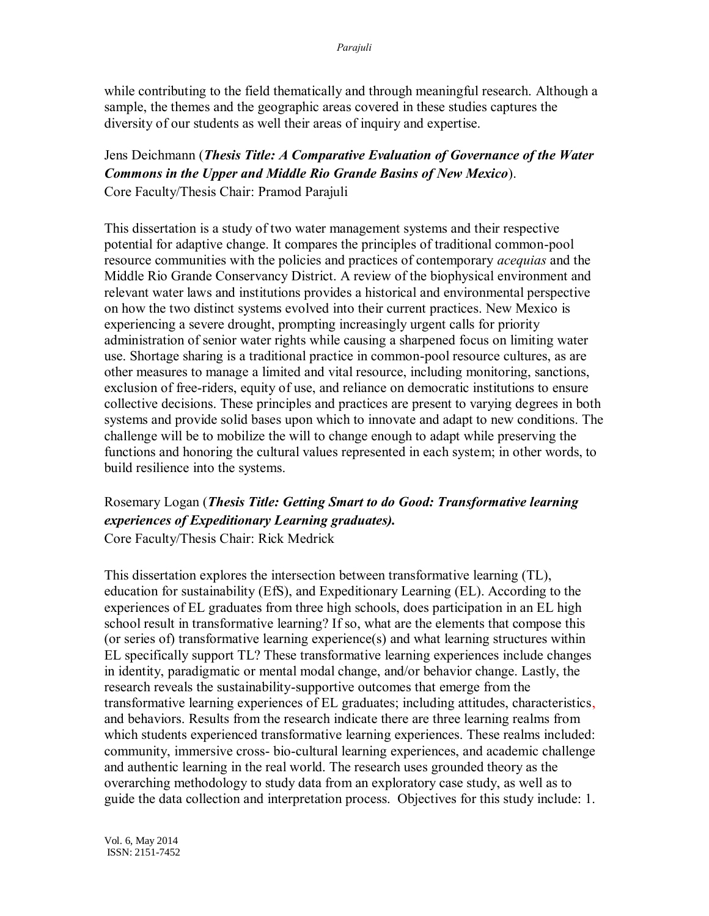while contributing to the field thematically and through meaningful research. Although a sample, the themes and the geographic areas covered in these studies captures the diversity of our students as well their areas of inquiry and expertise.

Jens Deichmann (***Thesis Title: A Comparative Evaluation of Governance of the Water Commons in the Upper and Middle Rio Grande Basins of New Mexico***).
Core Faculty/Thesis Chair: Pramod Parajuli

This dissertation is a study of two water management systems and their respective potential for adaptive change. It compares the principles of traditional common-pool resource communities with the policies and practices of contemporary *acequias* and the Middle Rio Grande Conservancy District. A review of the biophysical environment and relevant water laws and institutions provides a historical and environmental perspective on how the two distinct systems evolved into their current practices. New Mexico is experiencing a severe drought, prompting increasingly urgent calls for priority administration of senior water rights while causing a sharpened focus on limiting water use. Shortage sharing is a traditional practice in common-pool resource cultures, as are other measures to manage a limited and vital resource, including monitoring, sanctions, exclusion of free-riders, equity of use, and reliance on democratic institutions to ensure collective decisions. These principles and practices are present to varying degrees in both systems and provide solid bases upon which to innovate and adapt to new conditions. The challenge will be to mobilize the will to change enough to adapt while preserving the functions and honoring the cultural values represented in each system; in other words, to build resilience into the systems.

Rosemary Logan (***Thesis Title: Getting Smart to do Good: Transformative learning experiences of Expeditionary Learning graduates).***
Core Faculty/Thesis Chair: Rick Medrick

This dissertation explores the intersection between transformative learning (TL), education for sustainability (EfS), and Expeditionary Learning (EL). According to the experiences of EL graduates from three high schools, does participation in an EL high school result in transformative learning? If so, what are the elements that compose this (or series of) transformative learning experience(s) and what learning structures within EL specifically support TL? These transformative learning experiences include changes in identity, paradigmatic or mental modal change, and/or behavior change. Lastly, the research reveals the sustainability-supportive outcomes that emerge from the transformative learning experiences of EL graduates; including attitudes, characteristics, and behaviors. Results from the research indicate there are three learning realms from which students experienced transformative learning experiences. These realms included: community, immersive cross- bio-cultural learning experiences, and academic challenge and authentic learning in the real world. The research uses grounded theory as the overarching methodology to study data from an exploratory case study, as well as to guide the data collection and interpretation process. Objectives for this study include: 1.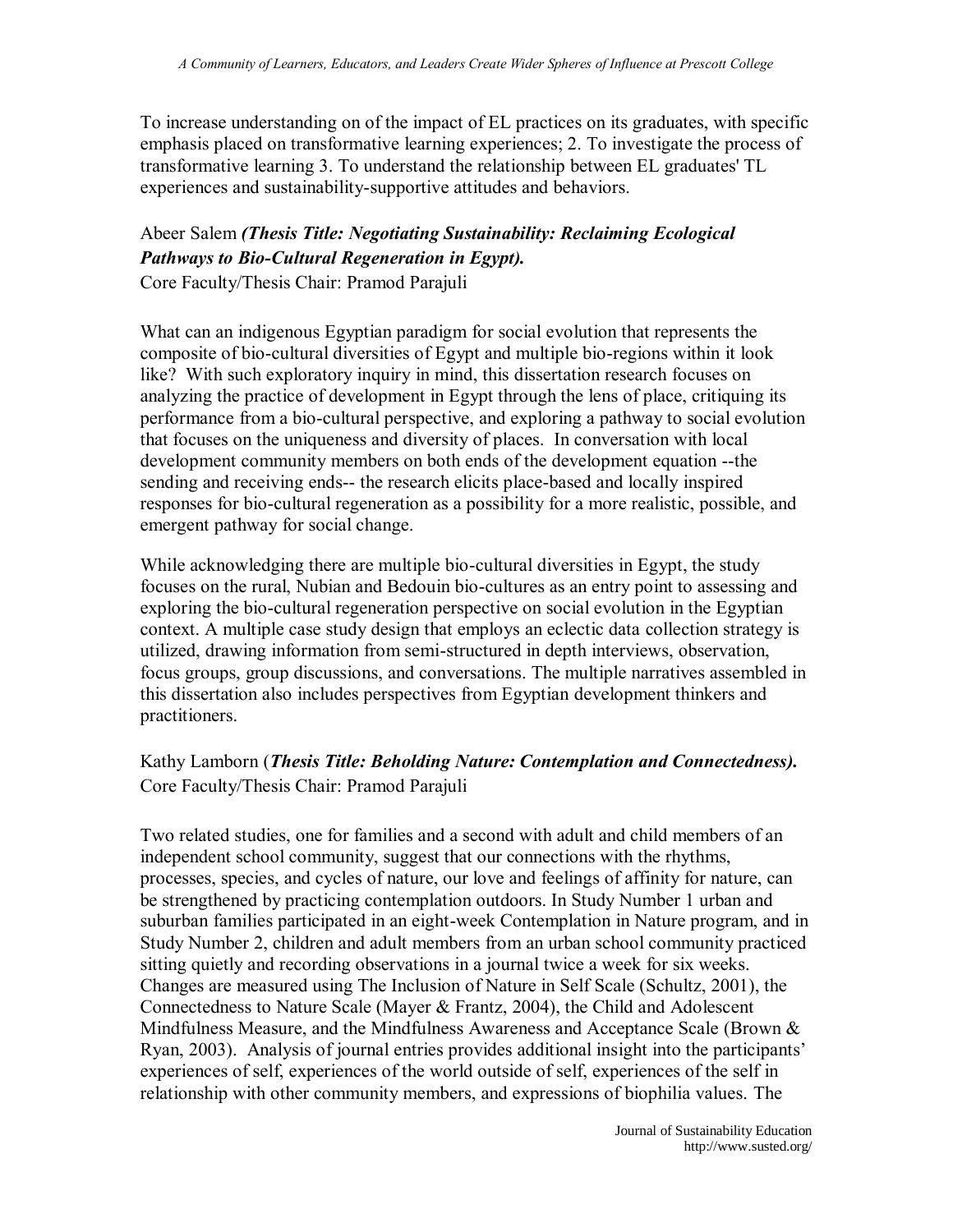To increase understanding on of the impact of EL practices on its graduates, with specific emphasis placed on transformative learning experiences; 2. To investigate the process of transformative learning 3. To understand the relationship between EL graduates' TL experiences and sustainability-supportive attitudes and behaviors.

Abeer Salem ***(Thesis Title: Negotiating Sustainability: Reclaiming Ecological Pathways to Bio-Cultural Regeneration in Egypt).***
Core Faculty/Thesis Chair: Pramod Parajuli

What can an indigenous Egyptian paradigm for social evolution that represents the composite of bio-cultural diversities of Egypt and multiple bio-regions within it look like? With such exploratory inquiry in mind, this dissertation research focuses on analyzing the practice of development in Egypt through the lens of place, critiquing its performance from a bio-cultural perspective, and exploring a pathway to social evolution that focuses on the uniqueness and diversity of places. In conversation with local development community members on both ends of the development equation --the sending and receiving ends-- the research elicits place-based and locally inspired responses for bio-cultural regeneration as a possibility for a more realistic, possible, and emergent pathway for social change.

While acknowledging there are multiple bio-cultural diversities in Egypt, the study focuses on the rural, Nubian and Bedouin bio-cultures as an entry point to assessing and exploring the bio-cultural regeneration perspective on social evolution in the Egyptian context. A multiple case study design that employs an eclectic data collection strategy is utilized, drawing information from semi-structured in depth interviews, observation, focus groups, group discussions, and conversations. The multiple narratives assembled in this dissertation also includes perspectives from Egyptian development thinkers and practitioners.

Kathy Lamborn (***Thesis Title: Beholding Nature: Contemplation and Connectedness).***
Core Faculty/Thesis Chair: Pramod Parajuli

Two related studies, one for families and a second with adult and child members of an independent school community, suggest that our connections with the rhythms, processes, species, and cycles of nature, our love and feelings of affinity for nature, can be strengthened by practicing contemplation outdoors. In Study Number 1 urban and suburban families participated in an eight-week Contemplation in Nature program, and in Study Number 2, children and adult members from an urban school community practiced sitting quietly and recording observations in a journal twice a week for six weeks. Changes are measured using The Inclusion of Nature in Self Scale (Schultz, 2001), the Connectedness to Nature Scale (Mayer & Frantz, 2004), the Child and Adolescent Mindfulness Measure, and the Mindfulness Awareness and Acceptance Scale (Brown & Ryan, 2003). Analysis of journal entries provides additional insight into the participants' experiences of self, experiences of the world outside of self, experiences of the self in relationship with other community members, and expressions of biophilia values. The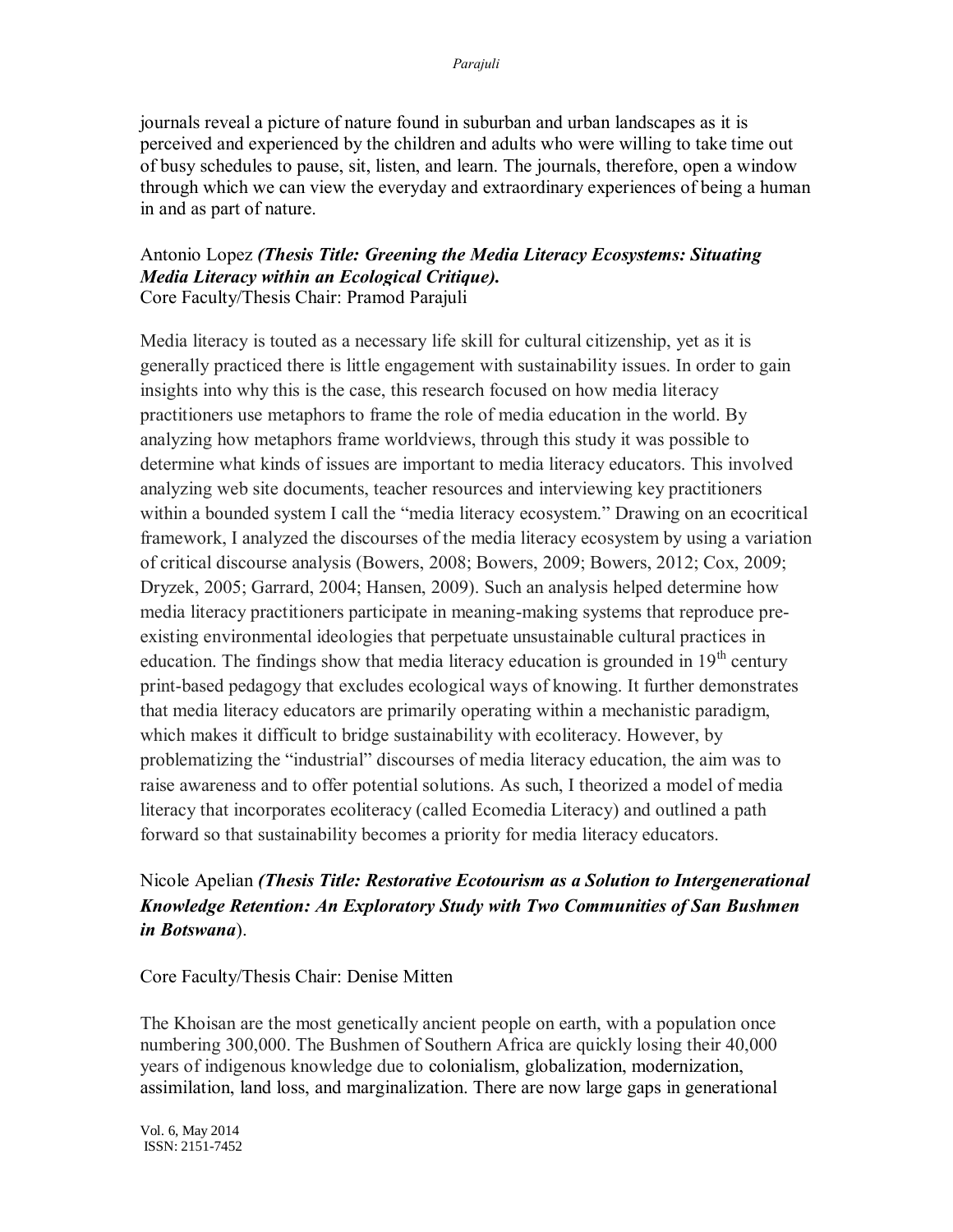journals reveal a picture of nature found in suburban and urban landscapes as it is perceived and experienced by the children and adults who were willing to take time out of busy schedules to pause, sit, listen, and learn. The journals, therefore, open a window through which we can view the everyday and extraordinary experiences of being a human in and as part of nature.

Antonio Lopez ***(Thesis Title: Greening the Media Literacy Ecosystems: Situating Media Literacy within an Ecological Critique).***
Core Faculty/Thesis Chair: Pramod Parajuli

Media literacy is touted as a necessary life skill for cultural citizenship, yet as it is generally practiced there is little engagement with sustainability issues. In order to gain insights into why this is the case, this research focused on how media literacy practitioners use metaphors to frame the role of media education in the world. By analyzing how metaphors frame worldviews, through this study it was possible to determine what kinds of issues are important to media literacy educators. This involved analyzing web site documents, teacher resources and interviewing key practitioners within a bounded system I call the "media literacy ecosystem." Drawing on an ecocritical framework, I analyzed the discourses of the media literacy ecosystem by using a variation of critical discourse analysis (Bowers, 2008; Bowers, 2009; Bowers, 2012; Cox, 2009; Dryzek, 2005; Garrard, 2004; Hansen, 2009). Such an analysis helped determine how media literacy practitioners participate in meaning-making systems that reproduce pre-existing environmental ideologies that perpetuate unsustainable cultural practices in education. The findings show that media literacy education is grounded in 19th century print-based pedagogy that excludes ecological ways of knowing. It further demonstrates that media literacy educators are primarily operating within a mechanistic paradigm, which makes it difficult to bridge sustainability with ecoliteracy. However, by problematizing the "industrial" discourses of media literacy education, the aim was to raise awareness and to offer potential solutions. As such, I theorized a model of media literacy that incorporates ecoliteracy (called Ecomedia Literacy) and outlined a path forward so that sustainability becomes a priority for media literacy educators.

Nicole Apelian ***(Thesis Title: Restorative Ecotourism as a Solution to Intergenerational Knowledge Retention: An Exploratory Study with Two Communities of San Bushmen in Botswana***).

Core Faculty/Thesis Chair: Denise Mitten

The Khoisan are the most genetically ancient people on earth, with a population once numbering 300,000. The Bushmen of Southern Africa are quickly losing their 40,000 years of indigenous knowledge due to colonialism, globalization, modernization, assimilation, land loss, and marginalization. There are now large gaps in generational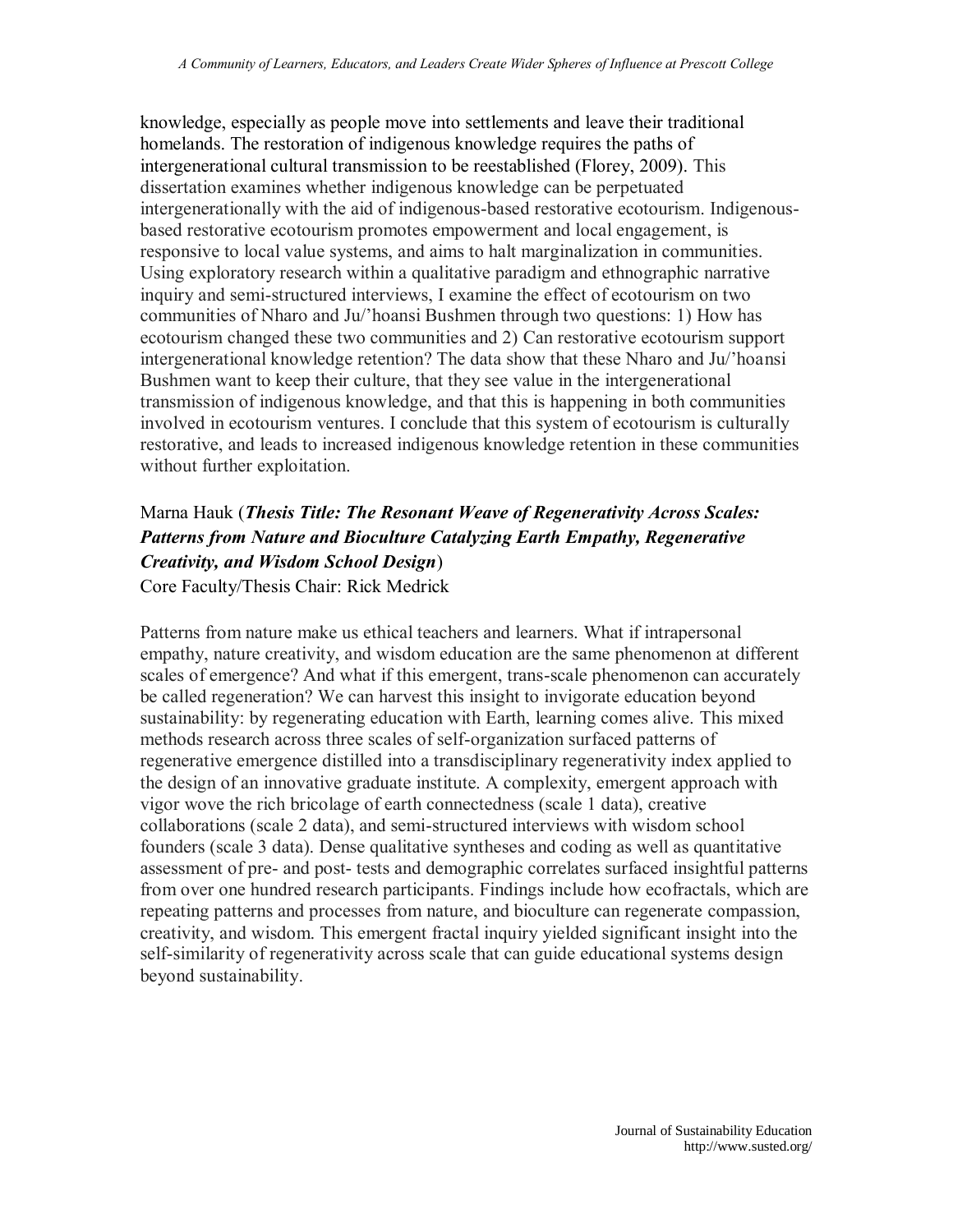knowledge, especially as people move into settlements and leave their traditional homelands. The restoration of indigenous knowledge requires the paths of intergenerational cultural transmission to be reestablished (Florey, 2009). This dissertation examines whether indigenous knowledge can be perpetuated intergenerationally with the aid of indigenous-based restorative ecotourism. Indigenous-based restorative ecotourism promotes empowerment and local engagement, is responsive to local value systems, and aims to halt marginalization in communities. Using exploratory research within a qualitative paradigm and ethnographic narrative inquiry and semi-structured interviews, I examine the effect of ecotourism on two communities of Nharo and Ju/'hoansi Bushmen through two questions: 1) How has ecotourism changed these two communities and 2) Can restorative ecotourism support intergenerational knowledge retention? The data show that these Nharo and Ju/'hoansi Bushmen want to keep their culture, that they see value in the intergenerational transmission of indigenous knowledge, and that this is happening in both communities involved in ecotourism ventures. I conclude that this system of ecotourism is culturally restorative, and leads to increased indigenous knowledge retention in these communities without further exploitation.

Marna Hauk (***Thesis Title: The Resonant Weave of Regenerativity Across Scales: Patterns from Nature and Bioculture Catalyzing Earth Empathy, Regenerative Creativity, and Wisdom School Design***)
Core Faculty/Thesis Chair: Rick Medrick

Patterns from nature make us ethical teachers and learners. What if intrapersonal empathy, nature creativity, and wisdom education are the same phenomenon at different scales of emergence? And what if this emergent, trans-scale phenomenon can accurately be called regeneration? We can harvest this insight to invigorate education beyond sustainability: by regenerating education with Earth, learning comes alive. This mixed methods research across three scales of self-organization surfaced patterns of regenerative emergence distilled into a transdisciplinary regenerativity index applied to the design of an innovative graduate institute. A complexity, emergent approach with vigor wove the rich bricolage of earth connectedness (scale 1 data), creative collaborations (scale 2 data), and semi-structured interviews with wisdom school founders (scale 3 data). Dense qualitative syntheses and coding as well as quantitative assessment of pre- and post- tests and demographic correlates surfaced insightful patterns from over one hundred research participants. Findings include how ecofractals, which are repeating patterns and processes from nature, and bioculture can regenerate compassion, creativity, and wisdom. This emergent fractal inquiry yielded significant insight into the self-similarity of regenerativity across scale that can guide educational systems design beyond sustainability.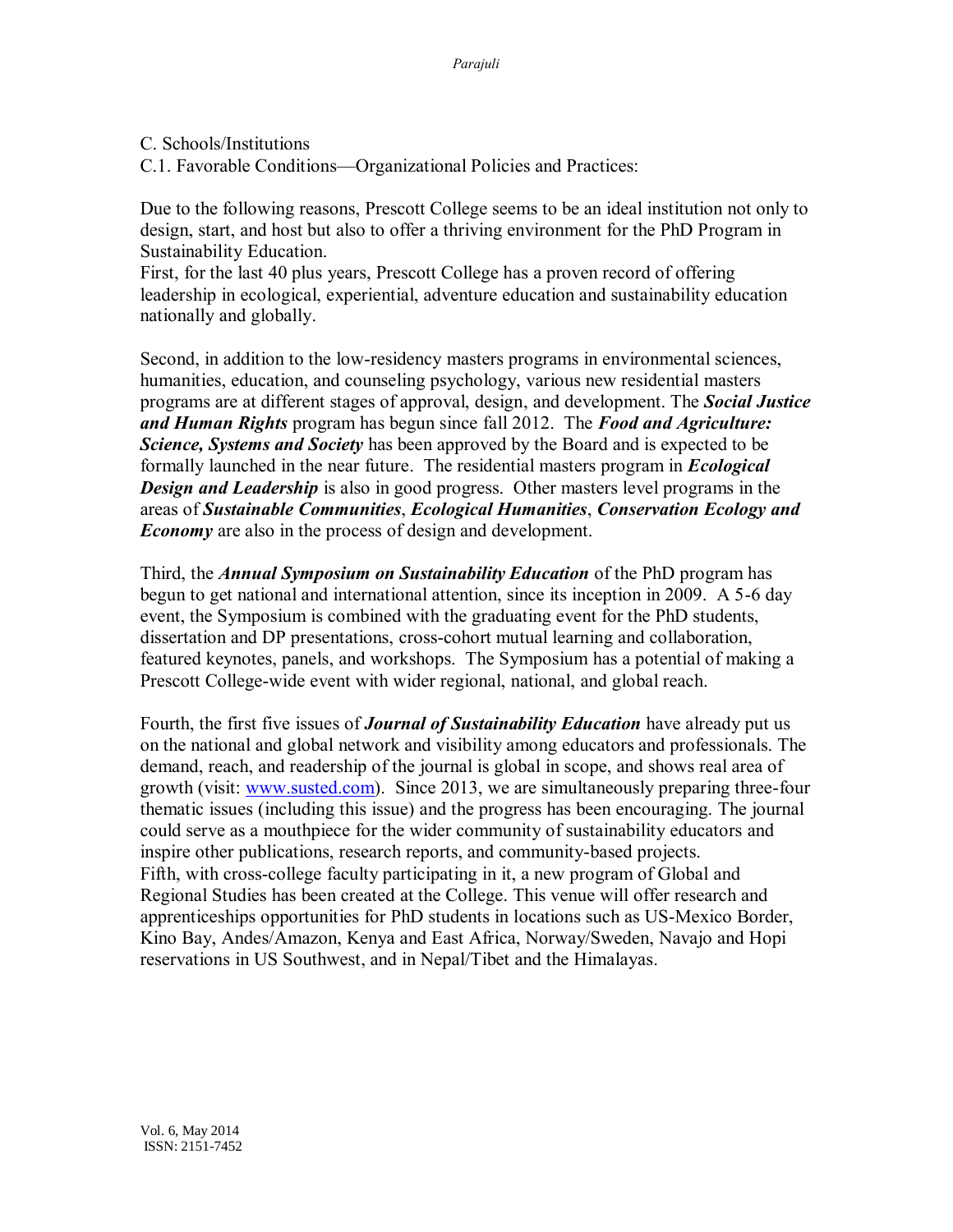C. Schools/Institutions

C.1. Favorable Conditions—Organizational Policies and Practices:

Due to the following reasons, Prescott College seems to be an ideal institution not only to design, start, and host but also to offer a thriving environment for the PhD Program in Sustainability Education.

First, for the last 40 plus years, Prescott College has a proven record of offering leadership in ecological, experiential, adventure education and sustainability education nationally and globally.

Second, in addition to the low-residency masters programs in environmental sciences, humanities, education, and counseling psychology, various new residential masters programs are at different stages of approval, design, and development. The ***Social Justice and Human Rights*** program has begun since fall 2012. The ***Food and Agriculture: Science, Systems and Society*** has been approved by the Board and is expected to be formally launched in the near future. The residential masters program in ***Ecological Design and Leadership*** is also in good progress. Other masters level programs in the areas of ***Sustainable Communities***, ***Ecological Humanities***, ***Conservation Ecology and Economy*** are also in the process of design and development.

Third, the ***Annual Symposium on Sustainability Education*** of the PhD program has begun to get national and international attention, since its inception in 2009. A 5-6 day event, the Symposium is combined with the graduating event for the PhD students, dissertation and DP presentations, cross-cohort mutual learning and collaboration, featured keynotes, panels, and workshops. The Symposium has a potential of making a Prescott College-wide event with wider regional, national, and global reach.

Fourth, the first five issues of ***Journal of Sustainability Education*** have already put us on the national and global network and visibility among educators and professionals. The demand, reach, and readership of the journal is global in scope, and shows real area of growth (visit: [www.susted.com](http://www.susted.com)). Since 2013, we are simultaneously preparing three-four thematic issues (including this issue) and the progress has been encouraging. The journal could serve as a mouthpiece for the wider community of sustainability educators and inspire other publications, research reports, and community-based projects.

Fifth, with cross-college faculty participating in it, a new program of Global and Regional Studies has been created at the College. This venue will offer research and apprenticeships opportunities for PhD students in locations such as US-Mexico Border, Kino Bay, Andes/Amazon, Kenya and East Africa, Norway/Sweden, Navajo and Hopi reservations in US Southwest, and in Nepal/Tibet and the Himalayas.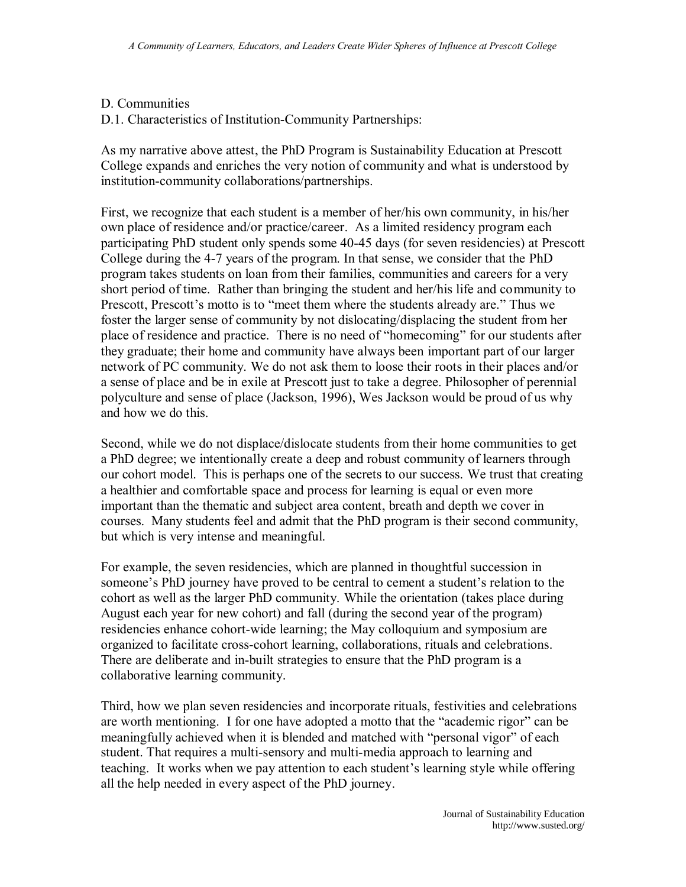D. Communities

D.1. Characteristics of Institution-Community Partnerships:

As my narrative above attest, the PhD Program is Sustainability Education at Prescott College expands and enriches the very notion of community and what is understood by institution-community collaborations/partnerships.

First, we recognize that each student is a member of her/his own community, in his/her own place of residence and/or practice/career. As a limited residency program each participating PhD student only spends some 40-45 days (for seven residencies) at Prescott College during the 4-7 years of the program. In that sense, we consider that the PhD program takes students on loan from their families, communities and careers for a very short period of time. Rather than bringing the student and her/his life and community to Prescott, Prescott's motto is to "meet them where the students already are." Thus we foster the larger sense of community by not dislocating/displacing the student from her place of residence and practice. There is no need of "homecoming" for our students after they graduate; their home and community have always been important part of our larger network of PC community. We do not ask them to loose their roots in their places and/or a sense of place and be in exile at Prescott just to take a degree. Philosopher of perennial polyculture and sense of place (Jackson, 1996), Wes Jackson would be proud of us why and how we do this.

Second, while we do not displace/dislocate students from their home communities to get a PhD degree; we intentionally create a deep and robust community of learners through our cohort model. This is perhaps one of the secrets to our success. We trust that creating a healthier and comfortable space and process for learning is equal or even more important than the thematic and subject area content, breath and depth we cover in courses. Many students feel and admit that the PhD program is their second community, but which is very intense and meaningful.

For example, the seven residencies, which are planned in thoughtful succession in someone's PhD journey have proved to be central to cement a student's relation to the cohort as well as the larger PhD community. While the orientation (takes place during August each year for new cohort) and fall (during the second year of the program) residencies enhance cohort-wide learning; the May colloquium and symposium are organized to facilitate cross-cohort learning, collaborations, rituals and celebrations. There are deliberate and in-built strategies to ensure that the PhD program is a collaborative learning community.

Third, how we plan seven residencies and incorporate rituals, festivities and celebrations are worth mentioning. I for one have adopted a motto that the "academic rigor" can be meaningfully achieved when it is blended and matched with "personal vigor" of each student. That requires a multi-sensory and multi-media approach to learning and teaching. It works when we pay attention to each student's learning style while offering all the help needed in every aspect of the PhD journey.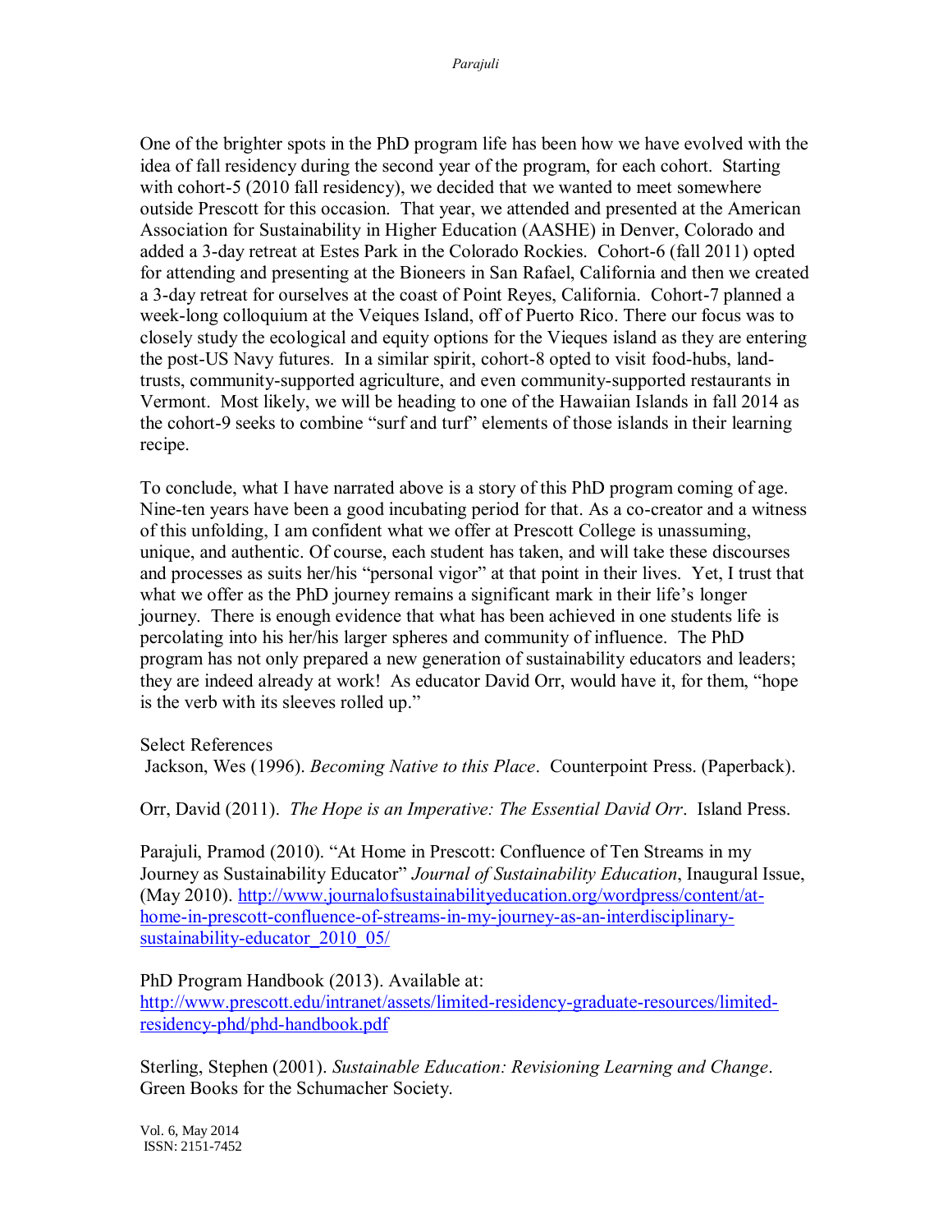One of the brighter spots in the PhD program life has been how we have evolved with the idea of fall residency during the second year of the program, for each cohort. Starting with cohort-5 (2010 fall residency), we decided that we wanted to meet somewhere outside Prescott for this occasion. That year, we attended and presented at the American Association for Sustainability in Higher Education (AASHE) in Denver, Colorado and added a 3-day retreat at Estes Park in the Colorado Rockies. Cohort-6 (fall 2011) opted for attending and presenting at the Bioneers in San Rafael, California and then we created a 3-day retreat for ourselves at the coast of Point Reyes, California. Cohort-7 planned a week-long colloquium at the Veiques Island, off of Puerto Rico. There our focus was to closely study the ecological and equity options for the Vieques island as they are entering the post-US Navy futures. In a similar spirit, cohort-8 opted to visit food-hubs, land-trusts, community-supported agriculture, and even community-supported restaurants in Vermont. Most likely, we will be heading to one of the Hawaiian Islands in fall 2014 as the cohort-9 seeks to combine "surf and turf" elements of those islands in their learning recipe.

To conclude, what I have narrated above is a story of this PhD program coming of age. Nine-ten years have been a good incubating period for that. As a co-creator and a witness of this unfolding, I am confident what we offer at Prescott College is unassuming, unique, and authentic. Of course, each student has taken, and will take these discourses and processes as suits her/his "personal vigor" at that point in their lives. Yet, I trust that what we offer as the PhD journey remains a significant mark in their life's longer journey. There is enough evidence that what has been achieved in one students life is percolating into his her/his larger spheres and community of influence. The PhD program has not only prepared a new generation of sustainability educators and leaders; they are indeed already at work! As educator David Orr, would have it, for them, "hope is the verb with its sleeves rolled up."

Select References

Jackson, Wes (1996). *Becoming Native to this Place*. Counterpoint Press. (Paperback).

Orr, David (2011). *The Hope is an Imperative: The Essential David Orr*. Island Press.

Parajuli, Pramod (2010). "At Home in Prescott: Confluence of Ten Streams in my Journey as Sustainability Educator" *Journal of Sustainability Education*, Inaugural Issue, (May 2010). http://www.journalofsustainabilityeducation.org/wordpress/content/at-home-in-prescott-confluence-of-streams-in-my-journey-as-an-interdisciplinary-sustainability-educator_2010_05/

PhD Program Handbook (2013). Available at: http://www.prescott.edu/intranet/assets/limited-residency-graduate-resources/limited-residency-phd/phd-handbook.pdf

Sterling, Stephen (2001). *Sustainable Education: Revisioning Learning and Change*. Green Books for the Schumacher Society.